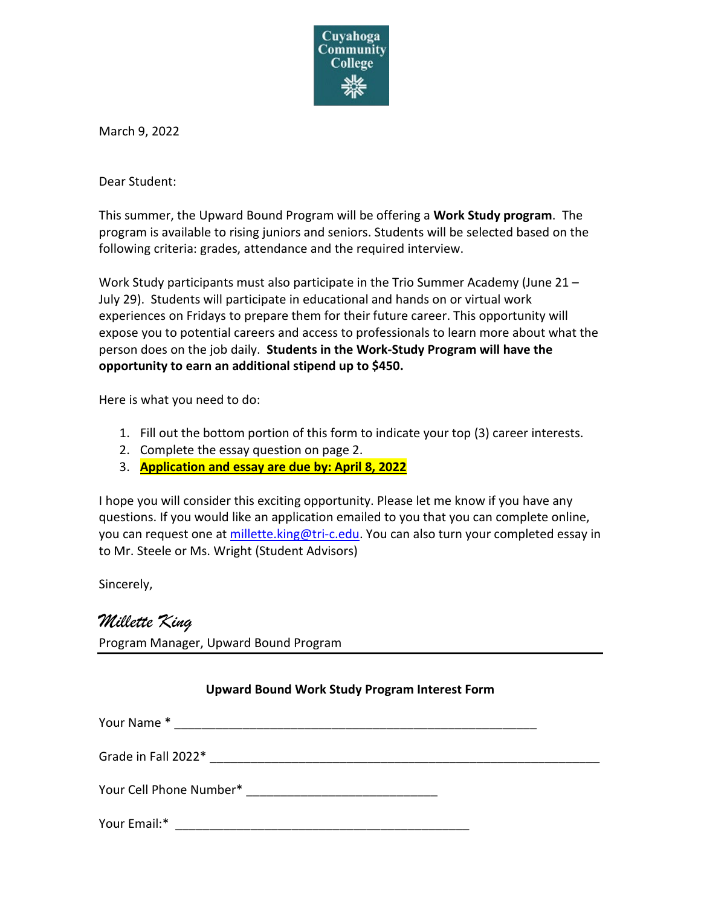Cuyahoga Community College

March 9, 2022

Dear Student:

This summer, the Upward Bound Program will be offering a **Work Study program**. The program is available to rising juniors and seniors. Students will be selected based on the following criteria: grades, attendance and the required interview.

Work Study participants must also participate in the Trio Summer Academy (June 21 – July 29). Students will participate in educational and hands on or virtual work experiences on Fridays to prepare them for their future career. This opportunity will expose you to potential careers and access to professionals to learn more about what the person does on the job daily. **Students in the Work-Study Program will have the opportunity to earn an additional stipend up to $450.**

Here is what you need to do:

1. Fill out the bottom portion of this form to indicate your top (3) career interests.
2. Complete the essay question on page 2.
3. **Application and essay are due by: April 8, 2022**

I hope you will consider this exciting opportunity. Please let me know if you have any questions. If you would like an application emailed to you that you can complete online, you can request one at millette.king@tri-c.edu. You can also turn your completed essay in to Mr. Steele or Ms. Wright (Student Advisors)

Sincerely,

*Millette King*

Program Manager, Upward Bound Program

---

**Upward Bound Work Study Program Interest Form**

Your Name * ______________________________________________________

Grade in Fall 2022* ______________________________________________________

Your Cell Phone Number* ____________________________

Your Email:* ____________________________________________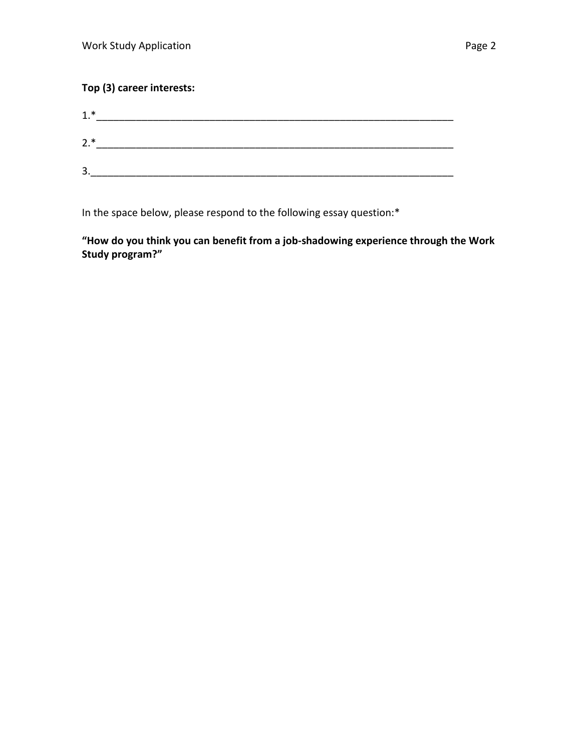**Top (3) career interests:**

1.*___________________________________________________________________

2.*___________________________________________________________________

3.____________________________________________________________________

In the space below, please respond to the following essay question:*

**"How do you think you can benefit from a job-shadowing experience through the Work Study program?"**